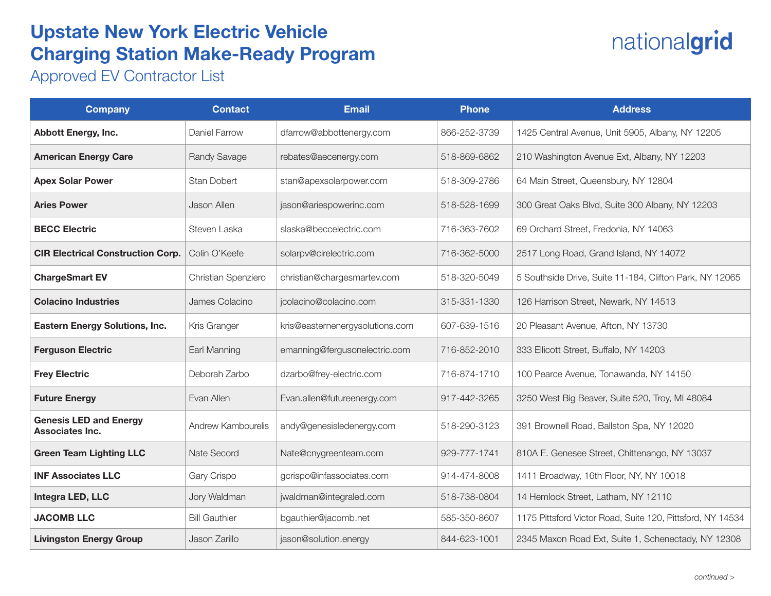# Upstate New York Electric Vehicle Charging Station Make-Ready Program

nationalgrid

## Approved EV Contractor List

| Company | Contact | Email | Phone | Address |
|---|---|---|---|---|
| **Abbott Energy, Inc.** | Daniel Farrow | dfarrow@abbottenergy.com | 866-252-3739 | 1425 Central Avenue, Unit 5905, Albany, NY 12205 |
| **American Energy Care** | Randy Savage | rebates@aecenergy.com | 518-869-6862 | 210 Washington Avenue Ext, Albany, NY 12203 |
| **Apex Solar Power** | Stan Dobert | stan@apexsolarpower.com | 518-309-2786 | 64 Main Street, Queensbury, NY 12804 |
| **Aries Power** | Jason Allen | jason@ariespowerinc.com | 518-528-1699 | 300 Great Oaks Blvd, Suite 300 Albany, NY 12203 |
| **BECC Electric** | Steven Laska | slaska@beccelectric.com | 716-363-7602 | 69 Orchard Street, Fredonia, NY 14063 |
| **CIR Electrical Construction Corp.** | Colin O'Keefe | solarpv@cirelectric.com | 716-362-5000 | 2517 Long Road, Grand Island, NY 14072 |
| **ChargeSmart EV** | Christian Spenziero | christian@chargesmartev.com | 518-320-5049 | 5 Southside Drive, Suite 11-184, Clifton Park, NY 12065 |
| **Colacino Industries** | James Colacino | jcolacino@colacino.com | 315-331-1330 | 126 Harrison Street, Newark, NY 14513 |
| **Eastern Energy Solutions, Inc.** | Kris Granger | kris@easternenergysolutions.com | 607-639-1516 | 20 Pleasant Avenue, Afton, NY 13730 |
| **Ferguson Electric** | Earl Manning | emanning@fergusonelectric.com | 716-852-2010 | 333 Ellicott Street, Buffalo, NY 14203 |
| **Frey Electric** | Deborah Zarbo | dzarbo@frey-electric.com | 716-874-1710 | 100 Pearce Avenue, Tonawanda, NY 14150 |
| **Future Energy** | Evan Allen | Evan.allen@futureenergy.com | 917-442-3265 | 3250 West Big Beaver, Suite 520, Troy, MI 48084 |
| **Genesis LED and Energy Associates Inc.** | Andrew Kambourelis | andy@genesisledenergy.com | 518-290-3123 | 391 Brownell Road, Ballston Spa, NY 12020 |
| **Green Team Lighting LLC** | Nate Secord | Nate@cnygreenteam.com | 929-777-1741 | 810A E. Genesee Street, Chittenango, NY 13037 |
| **INF Associates LLC** | Gary Crispo | gcrispo@infassociates.com | 914-474-8008 | 1411 Broadway, 16th Floor, NY, NY 10018 |
| **Integra LED, LLC** | Jory Waldman | jwaldman@integraled.com | 518-738-0804 | 14 Hemlock Street, Latham, NY 12110 |
| **JACOMB LLC** | Bill Gauthier | bgauthier@jacomb.net | 585-350-8607 | 1175 Pittsford Victor Road, Suite 120, Pittsford, NY 14534 |
| **Livingston Energy Group** | Jason Zarillo | jason@solution.energy | 844-623-1001 | 2345 Maxon Road Ext, Suite 1, Schenectady, NY 12308 |

*continued >*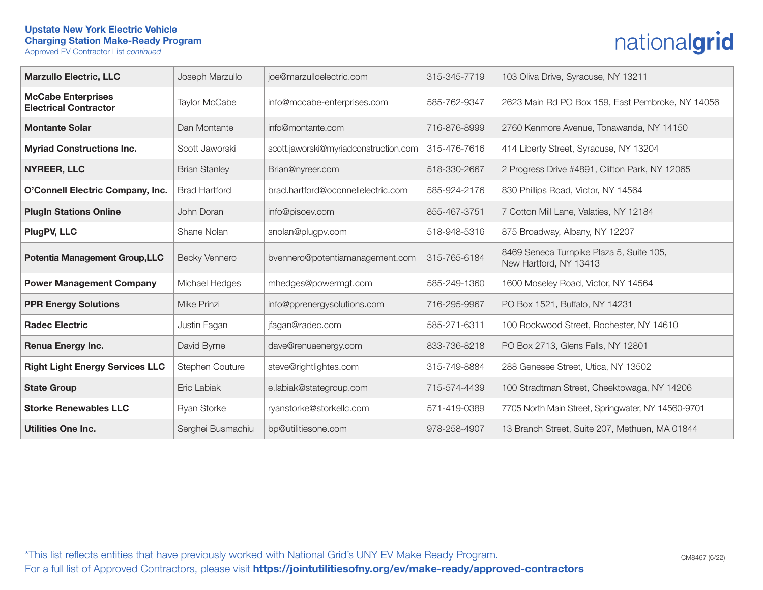**Upstate New York Electric Vehicle Charging Station Make-Ready Program**
Approved EV Contractor List *continued*

| | | | | |
|---|---|---|---|---|
| **Marzullo Electric, LLC** | Joseph Marzullo | joe@marzulloelectric.com | 315-345-7719 | 103 Oliva Drive, Syracuse, NY 13211 |
| **McCabe Enterprises Electrical Contractor** | Taylor McCabe | info@mccabe-enterprises.com | 585-762-9347 | 2623 Main Rd PO Box 159, East Pembroke, NY 14056 |
| **Montante Solar** | Dan Montante | info@montante.com | 716-876-8999 | 2760 Kenmore Avenue, Tonawanda, NY 14150 |
| **Myriad Constructions Inc.** | Scott Jaworski | scott.jaworski@myriadconstruction.com | 315-476-7616 | 414 Liberty Street, Syracuse, NY 13204 |
| **NYREER, LLC** | Brian Stanley | Brian@nyreer.com | 518-330-2667 | 2 Progress Drive #4891, Clifton Park, NY 12065 |
| **O'Connell Electric Company, Inc.** | Brad Hartford | brad.hartford@oconnellelectric.com | 585-924-2176 | 830 Phillips Road, Victor, NY 14564 |
| **PlugIn Stations Online** | John Doran | info@pisoev.com | 855-467-3751 | 7 Cotton Mill Lane, Valaties, NY 12184 |
| **PlugPV, LLC** | Shane Nolan | snolan@plugpv.com | 518-948-5316 | 875 Broadway, Albany, NY 12207 |
| **Potentia Management Group,LLC** | Becky Vennero | bvennero@potentiamanagement.com | 315-765-6184 | 8469 Seneca Turnpike Plaza 5, Suite 105, New Hartford, NY 13413 |
| **Power Management Company** | Michael Hedges | mhedges@powermgt.com | 585-249-1360 | 1600 Moseley Road, Victor, NY 14564 |
| **PPR Energy Solutions** | Mike Prinzi | info@pprenergysolutions.com | 716-295-9967 | PO Box 1521, Buffalo, NY 14231 |
| **Radec Electric** | Justin Fagan | jfagan@radec.com | 585-271-6311 | 100 Rockwood Street, Rochester, NY 14610 |
| **Renua Energy Inc.** | David Byrne | dave@renuaenergy.com | 833-736-8218 | PO Box 2713, Glens Falls, NY 12801 |
| **Right Light Energy Services LLC** | Stephen Couture | steve@rightlightes.com | 315-749-8884 | 288 Genesee Street, Utica, NY 13502 |
| **State Group** | Eric Labiak | e.labiak@stategroup.com | 715-574-4439 | 100 Stradtman Street, Cheektowaga, NY 14206 |
| **Storke Renewables LLC** | Ryan Storke | ryanstorke@storkellc.com | 571-419-0389 | 7705 North Main Street, Springwater, NY 14560-9701 |
| **Utilities One Inc.** | Serghei Busmachiu | bp@utilitiesone.com | 978-258-4907 | 13 Branch Street, Suite 207, Methuen, MA 01844 |

*This list reflects entities that have previously worked with National Grid's UNY EV Make Ready Program.
For a full list of Approved Contractors, please visit **https://jointutilitiesofny.org/ev/make-ready/approved-contractors**

CM8467 (6/22)